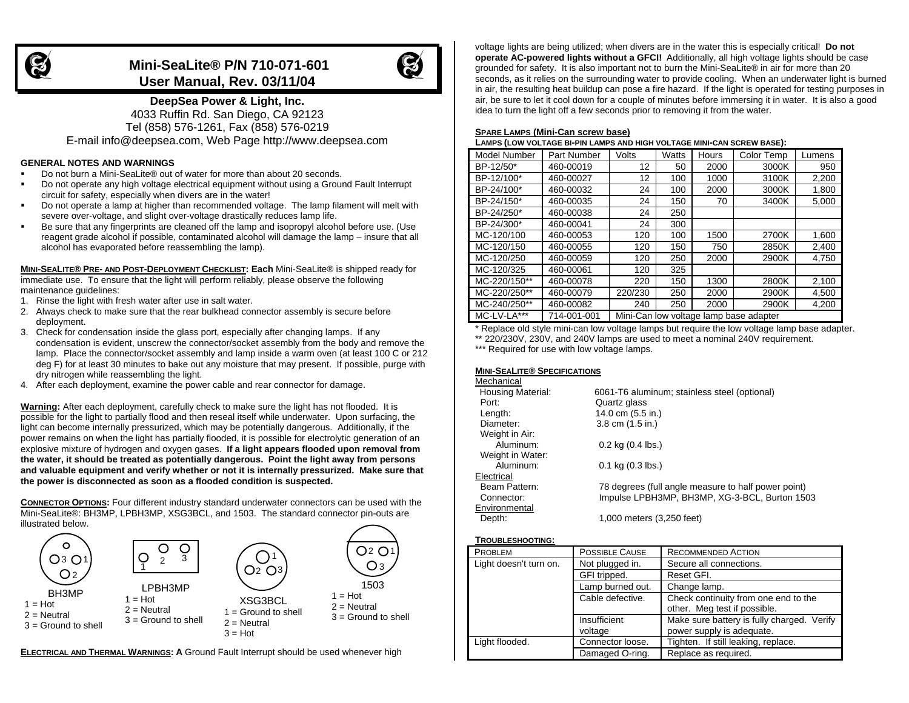# Mini-SeaLite® P/N 710-071-601
## User Manual, Rev. 03/11/04

**DeepSea Power & Light, Inc.**
4033 Ruffin Rd. San Diego, CA 92123
Tel (858) 576-1261, Fax (858) 576-0219
E-mail info@deepsea.com, Web Page http://www.deepsea.com

### GENERAL NOTES AND WARNINGS

- Do not burn a Mini-SeaLite® out of water for more than about 20 seconds.
- Do not operate any high voltage electrical equipment without using a Ground Fault Interrupt circuit for safety, especially when divers are in the water!
- Do not operate a lamp at higher than recommended voltage. The lamp filament will melt with severe over-voltage, and slight over-voltage drastically reduces lamp life.
- Be sure that any fingerprints are cleaned off the lamp and isopropyl alcohol before use. (Use reagent grade alcohol if possible, contaminated alcohol will damage the lamp – insure that all alcohol has evaporated before reassembling the lamp).

**MINI-SEALITE® PRE- AND POST-DEPLOYMENT CHECKLIST: Each** Mini-SeaLite® is shipped ready for immediate use. To ensure that the light will perform reliably, please observe the following maintenance guidelines:

1. Rinse the light with fresh water after use in salt water.
2. Always check to make sure that the rear bulkhead connector assembly is secure before deployment.
3. Check for condensation inside the glass port, especially after changing lamps. If any condensation is evident, unscrew the connector/socket assembly from the body and remove the lamp. Place the connector/socket assembly and lamp inside a warm oven (at least 100 C or 212 deg F) for at least 30 minutes to bake out any moisture that may present. If possible, purge with dry nitrogen while reassembling the light.
4. After each deployment, examine the power cable and rear connector for damage.

**Warning:** After each deployment, carefully check to make sure the light has not flooded. It is possible for the light to partially flood and then reseal itself while underwater. Upon surfacing, the light can become internally pressurized, which may be potentially dangerous. Additionally, if the power remains on when the light has partially flooded, it is possible for electrolytic generation of an explosive mixture of hydrogen and oxygen gases. **If a light appears flooded upon removal from the water, it should be treated as potentially dangerous. Point the light away from persons and valuable equipment and verify whether or not it is internally pressurized. Make sure that the power is disconnected as soon as a flooded condition is suspected.**

**CONNECTOR OPTIONS:** Four different industry standard underwater connectors can be used with the Mini-SeaLite®: BH3MP, LPBH3MP, XSG3BCL, and 1503. The standard connector pin-outs are illustrated below.

BH3MP
1 = Hot
2 = Neutral
3 = Ground to shell

LPBH3MP
1 = Hot
2 = Neutral
3 = Ground to shell

XSG3BCL
1 = Ground to shell
2 = Neutral
3 = Hot

1503
1 = Hot
2 = Neutral
3 = Ground to shell

**ELECTRICAL AND THERMAL WARNINGS: A** Ground Fault Interrupt should be used whenever high voltage lights are being utilized; when divers are in the water this is especially critical! **Do not operate AC-powered lights without a GFCI!** Additionally, all high voltage lights should be case grounded for safety. It is also important not to burn the Mini-SeaLite® in air for more than 20 seconds, as it relies on the surrounding water to provide cooling. When an underwater light is burned in air, the resulting heat buildup can pose a fire hazard. If the light is operated for testing purposes in air, be sure to let it cool down for a couple of minutes before immersing it in water. It is also a good idea to turn the light off a few seconds prior to removing it from the water.

**SPARE LAMPS (Mini-Can screw base)**

**LAMPS (LOW VOLTAGE BI-PIN LAMPS AND HIGH VOLTAGE MINI-CAN SCREW BASE):**

| Model Number | Part Number | Volts | Watts | Hours | Color Temp | Lumens |
|---|---|---|---|---|---|---|
| BP-12/50* | 460-00019 | 12 | 50 | 2000 | 3000K | 950 |
| BP-12/100* | 460-00027 | 12 | 100 | 1000 | 3100K | 2,200 |
| BP-24/100* | 460-00032 | 24 | 100 | 2000 | 3000K | 1,800 |
| BP-24/150* | 460-00035 | 24 | 150 | 70 | 3400K | 5,000 |
| BP-24/250* | 460-00038 | 24 | 250 | | | |
| BP-24/300* | 460-00041 | 24 | 300 | | | |
| MC-120/100 | 460-00053 | 120 | 100 | 1500 | 2700K | 1,600 |
| MC-120/150 | 460-00055 | 120 | 150 | 750 | 2850K | 2,400 |
| MC-120/250 | 460-00059 | 120 | 250 | 2000 | 2900K | 4,750 |
| MC-120/325 | 460-00061 | 120 | 325 | | | |
| MC-220/150** | 460-00078 | 220 | 150 | 1300 | 2800K | 2,100 |
| MC-220/250** | 460-00079 | 220/230 | 250 | 2000 | 2900K | 4,500 |
| MC-240/250** | 460-00082 | 240 | 250 | 2000 | 2900K | 4,200 |
| MC-LV-LA*** | 714-001-001 | Mini-Can low voltage lamp base adapter | | | | |

\* Replace old style mini-can low voltage lamps but require the low voltage lamp base adapter.
** 220/230V, 230V, and 240V lamps are used to meet a nominal 240V requirement.
*** Required for use with low voltage lamps.

**MINI-SEALITE® SPECIFICATIONS**

Mechanical
- Housing Material: 6061-T6 aluminum; stainless steel (optional)
- Port: Quartz glass
- Length: 14.0 cm (5.5 in.)
- Diameter: 3.8 cm (1.5 in.)
- Weight in Air:
  - Aluminum: 0.2 kg (0.4 lbs.)
- Weight in Water:
  - Aluminum: 0.1 kg (0.3 lbs.)

Electrical
- Beam Pattern: 78 degrees (full angle measure to half power point)
- Connector: Impulse LPBH3MP, BH3MP, XG-3-BCL, Burton 1503

Environmental
- Depth: 1,000 meters (3,250 feet)

**TROUBLESHOOTING:**

| PROBLEM | POSSIBLE CAUSE | RECOMMENDED ACTION |
|---|---|---|
| Light doesn't turn on. | Not plugged in. | Secure all connections. |
| | GFI tripped. | Reset GFI. |
| | Lamp burned out. | Change lamp. |
| | Cable defective. | Check continuity from one end to the other. Meg test if possible. |
| | Insufficient voltage | Make sure battery is fully charged. Verify power supply is adequate. |
| Light flooded. | Connector loose. | Tighten. If still leaking, replace. |
| | Damaged O-ring. | Replace as required. |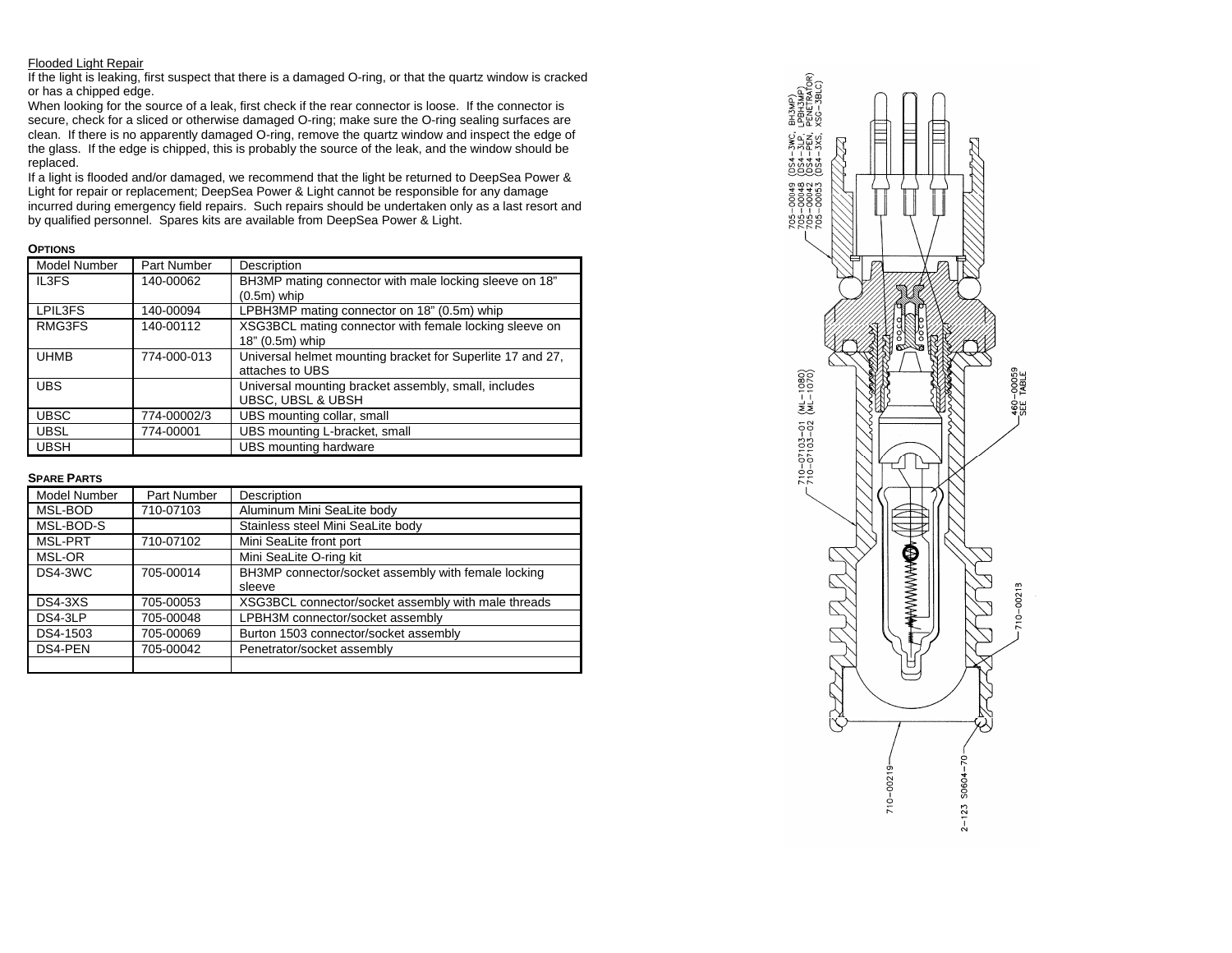Flooded Light Repair

If the light is leaking, first suspect that there is a damaged O-ring, or that the quartz window is cracked or has a chipped edge.

When looking for the source of a leak, first check if the rear connector is loose. If the connector is secure, check for a sliced or otherwise damaged O-ring; make sure the O-ring sealing surfaces are clean. If there is no apparently damaged O-ring, remove the quartz window and inspect the edge of the glass. If the edge is chipped, this is probably the source of the leak, and the window should be replaced.

If a light is flooded and/or damaged, we recommend that the light be returned to DeepSea Power & Light for repair or replacement; DeepSea Power & Light cannot be responsible for any damage incurred during emergency field repairs. Such repairs should be undertaken only as a last resort and by qualified personnel. Spares kits are available from DeepSea Power & Light.

**OPTIONS**

| Model Number | Part Number | Description |
|---|---|---|
| IL3FS | 140-00062 | BH3MP mating connector with male locking sleeve on 18" (0.5m) whip |
| LPIL3FS | 140-00094 | LPBH3MP mating connector on 18" (0.5m) whip |
| RMG3FS | 140-00112 | XSG3BCL mating connector with female locking sleeve on 18" (0.5m) whip |
| UHMB | 774-000-013 | Universal helmet mounting bracket for Superlite 17 and 27, attaches to UBS |
| UBS | | Universal mounting bracket assembly, small, includes UBSC, UBSL & UBSH |
| UBSC | 774-00002/3 | UBS mounting collar, small |
| UBSL | 774-00001 | UBS mounting L-bracket, small |
| UBSH | | UBS mounting hardware |

**SPARE PARTS**

| Model Number | Part Number | Description |
|---|---|---|
| MSL-BOD | 710-07103 | Aluminum Mini SeaLite body |
| MSL-BOD-S | | Stainless steel Mini SeaLite body |
| MSL-PRT | 710-07102 | Mini SeaLite front port |
| MSL-OR | | Mini SeaLite O-ring kit |
| DS4-3WC | 705-00014 | BH3MP connector/socket assembly with female locking sleeve |
| DS4-3XS | 705-00053 | XSG3BCL connector/socket assembly with male threads |
| DS4-3LP | 705-00048 | LPBH3M connector/socket assembly |
| DS4-1503 | 705-00069 | Burton 1503 connector/socket assembly |
| DS4-PEN | 705-00042 | Penetrator/socket assembly |
| | | |

705-00049 (DS4-3WC, BH3MP)
705-00048 (DS4-3LP, LPBH3MP)
705-00042 (DS4-PEN, PENETRATOR)
705-00053 (DS4-3XS, XSG-3BLC)

710-07103-01 (ML-1080)
710-07103-02 (ML-1070)

460-00059
SEE TABLE

710-00218

710-00219

2-123 S0604-70